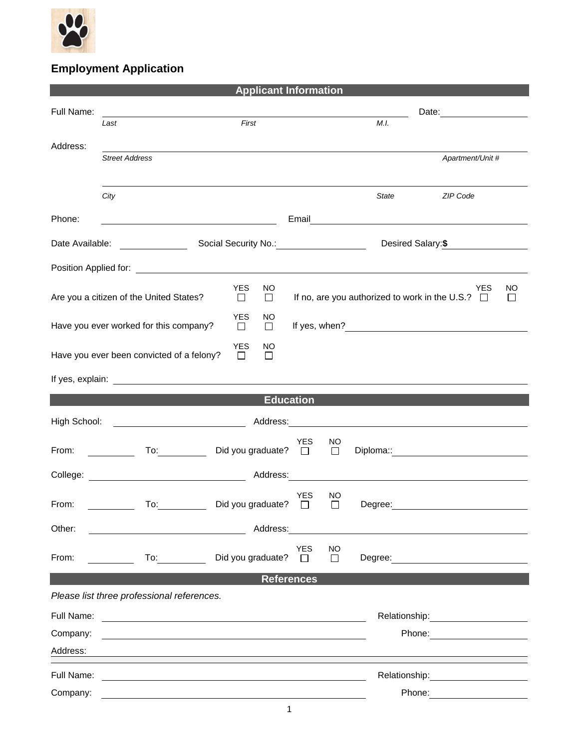## Employment Application

### Applicant Information

Full Name: ____________________________________________ Date: ______________

*Last* *First* *M.I.*

Address: ____________________________________________________________

*Street Address* *Apartment/Unit #*

____________________________________________________________

*City* *State* *ZIP Code*

Phone: ______________________ Email ______________________

Date Available: __________ Social Security No.: ______________ Desired Salary: **$** ______________

Position Applied for: ____________________________________________

Are you a citizen of the United States? YES ☐ NO ☐ If no, are you authorized to work in the U.S.? YES ☐ NO ☐

Have you ever worked for this company? YES ☐ NO ☐ If yes, when? ______________________

Have you ever been convicted of a felony? YES ☐ NO ☐

If yes, explain: ____________________________________________

### Education

High School: ______________________ Address: ______________________

From: __________ To: __________ Did you graduate? YES ☐ NO ☐ Diploma:: ______________________

College: ______________________ Address: ______________________

From: __________ To: __________ Did you graduate? YES ☐ NO ☐ Degree: ______________________

Other: ______________________ Address: ______________________

From: __________ To: __________ Did you graduate? YES ☐ NO ☐ Degree: ______________________

### References

*Please list three professional references.*

Full Name: ______________________________ Relationship: ______________

Company: ______________________________ Phone: ______________

Address: ____________________________________________

Full Name: ______________________________ Relationship: ______________

Company: ______________________________ Phone: ______________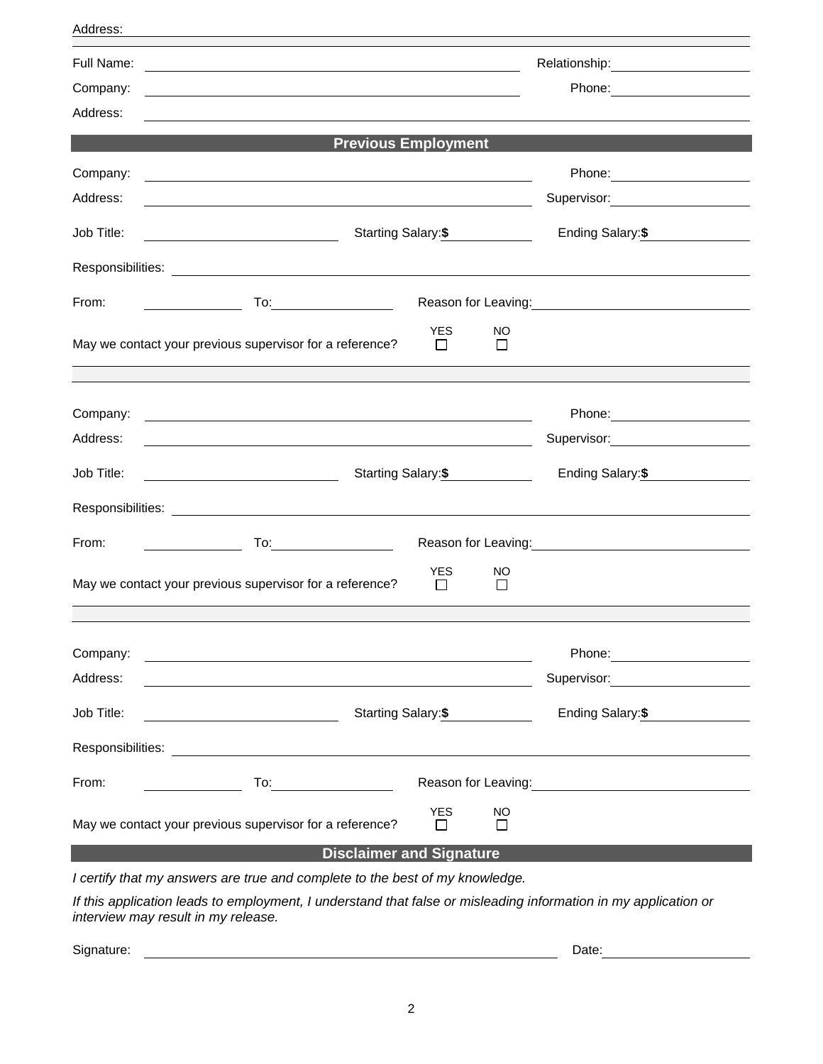Address: ______________________________________________

Full Name: ______________________________ Relationship: ______________

Company: ______________________________ Phone: ______________

Address: ______________________________________________

## Previous Employment

Company: ______________________________ Phone: ______________

Address: ______________________________ Supervisor: ______________

Job Title: ______________ Starting Salary: **$** __________ Ending Salary: **$** __________

Responsibilities: ______________________________________________

From: __________ To: __________ Reason for Leaving: ______________

May we contact your previous supervisor for a reference? YES ☐ NO ☐

---

Company: ______________________________ Phone: ______________

Address: ______________________________ Supervisor: ______________

Job Title: ______________ Starting Salary: **$** __________ Ending Salary: **$** __________

Responsibilities: ______________________________________________

From: __________ To: __________ Reason for Leaving: ______________

May we contact your previous supervisor for a reference? YES ☐ NO ☐

---

Company: ______________________________ Phone: ______________

Address: ______________________________ Supervisor: ______________

Job Title: ______________ Starting Salary: **$** __________ Ending Salary: **$** __________

Responsibilities: ______________________________________________

From: __________ To: __________ Reason for Leaving: ______________

May we contact your previous supervisor for a reference? YES ☐ NO ☐

## Disclaimer and Signature

*I certify that my answers are true and complete to the best of my knowledge.*

*If this application leads to employment, I understand that false or misleading information in my application or interview may result in my release.*

Signature: ______________________________ Date: ______________